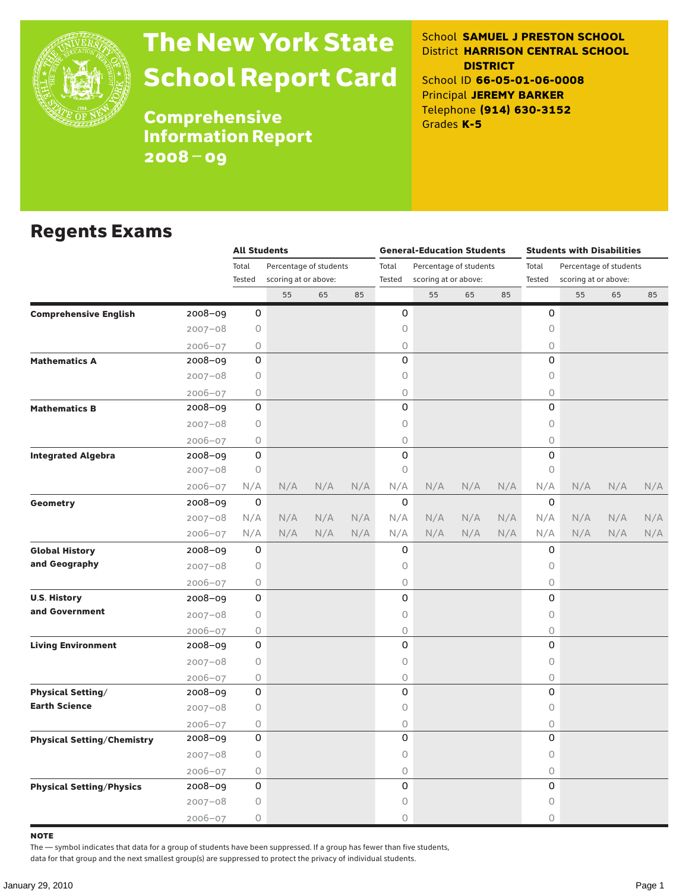# The New York State School Report Card

## Comprehensive Information Report 2008–09

School **SAMUEL J PRESTON SCHOOL**
District **HARRISON CENTRAL SCHOOL DISTRICT**
School ID **66-05-01-06-0008**
Principal **JEREMY BARKER**
Telephone **(914) 630-3152**
Grades **K-5**

## Regents Exams

| | | All Students | | | | General-Education Students | | | | Students with Disabilities | | | |
|---|---|---|---|---|---|---|---|---|---|---|---|---|---|
| | | Total Tested | Percentage of students scoring at or above: | | | Total Tested | Percentage of students scoring at or above: | | | Total Tested | Percentage of students scoring at or above: | | |
| | | | 55 | 65 | 85 | | 55 | 65 | 85 | | 55 | 65 | 85 |
| **Comprehensive English** | 2008–09 | 0 | | | | 0 | | | | 0 | | | |
| | 2007–08 | 0 | | | | 0 | | | | 0 | | | |
| | 2006–07 | 0 | | | | 0 | | | | 0 | | | |
| **Mathematics A** | 2008–09 | 0 | | | | 0 | | | | 0 | | | |
| | 2007–08 | 0 | | | | 0 | | | | 0 | | | |
| | 2006–07 | 0 | | | | 0 | | | | 0 | | | |
| **Mathematics B** | 2008–09 | 0 | | | | 0 | | | | 0 | | | |
| | 2007–08 | 0 | | | | 0 | | | | 0 | | | |
| | 2006–07 | 0 | | | | 0 | | | | 0 | | | |
| **Integrated Algebra** | 2008–09 | 0 | | | | 0 | | | | 0 | | | |
| | 2007–08 | 0 | | | | 0 | | | | 0 | | | |
| | 2006–07 | N/A | N/A | N/A | N/A | N/A | N/A | N/A | N/A | N/A | N/A | N/A | N/A |
| **Geometry** | 2008–09 | 0 | | | | 0 | | | | 0 | | | |
| | 2007–08 | N/A | N/A | N/A | N/A | N/A | N/A | N/A | N/A | N/A | N/A | N/A | N/A |
| | 2006–07 | N/A | N/A | N/A | N/A | N/A | N/A | N/A | N/A | N/A | N/A | N/A | N/A |
| **Global History and Geography** | 2008–09 | 0 | | | | 0 | | | | 0 | | | |
| | 2007–08 | 0 | | | | 0 | | | | 0 | | | |
| | 2006–07 | 0 | | | | 0 | | | | 0 | | | |
| **U.S. History and Government** | 2008–09 | 0 | | | | 0 | | | | 0 | | | |
| | 2007–08 | 0 | | | | 0 | | | | 0 | | | |
| | 2006–07 | 0 | | | | 0 | | | | 0 | | | |
| **Living Environment** | 2008–09 | 0 | | | | 0 | | | | 0 | | | |
| | 2007–08 | 0 | | | | 0 | | | | 0 | | | |
| | 2006–07 | 0 | | | | 0 | | | | 0 | | | |
| **Physical Setting/ Earth Science** | 2008–09 | 0 | | | | 0 | | | | 0 | | | |
| | 2007–08 | 0 | | | | 0 | | | | 0 | | | |
| | 2006–07 | 0 | | | | 0 | | | | 0 | | | |
| **Physical Setting/Chemistry** | 2008–09 | 0 | | | | 0 | | | | 0 | | | |
| | 2007–08 | 0 | | | | 0 | | | | 0 | | | |
| | 2006–07 | 0 | | | | 0 | | | | 0 | | | |
| **Physical Setting/Physics** | 2008–09 | 0 | | | | 0 | | | | 0 | | | |
| | 2007–08 | 0 | | | | 0 | | | | 0 | | | |
| | 2006–07 | 0 | | | | 0 | | | | 0 | | | |

**NOTE**

The — symbol indicates that data for a group of students have been suppressed. If a group has fewer than five students, data for that group and the next smallest group(s) are suppressed to protect the privacy of individual students.

January 29, 2010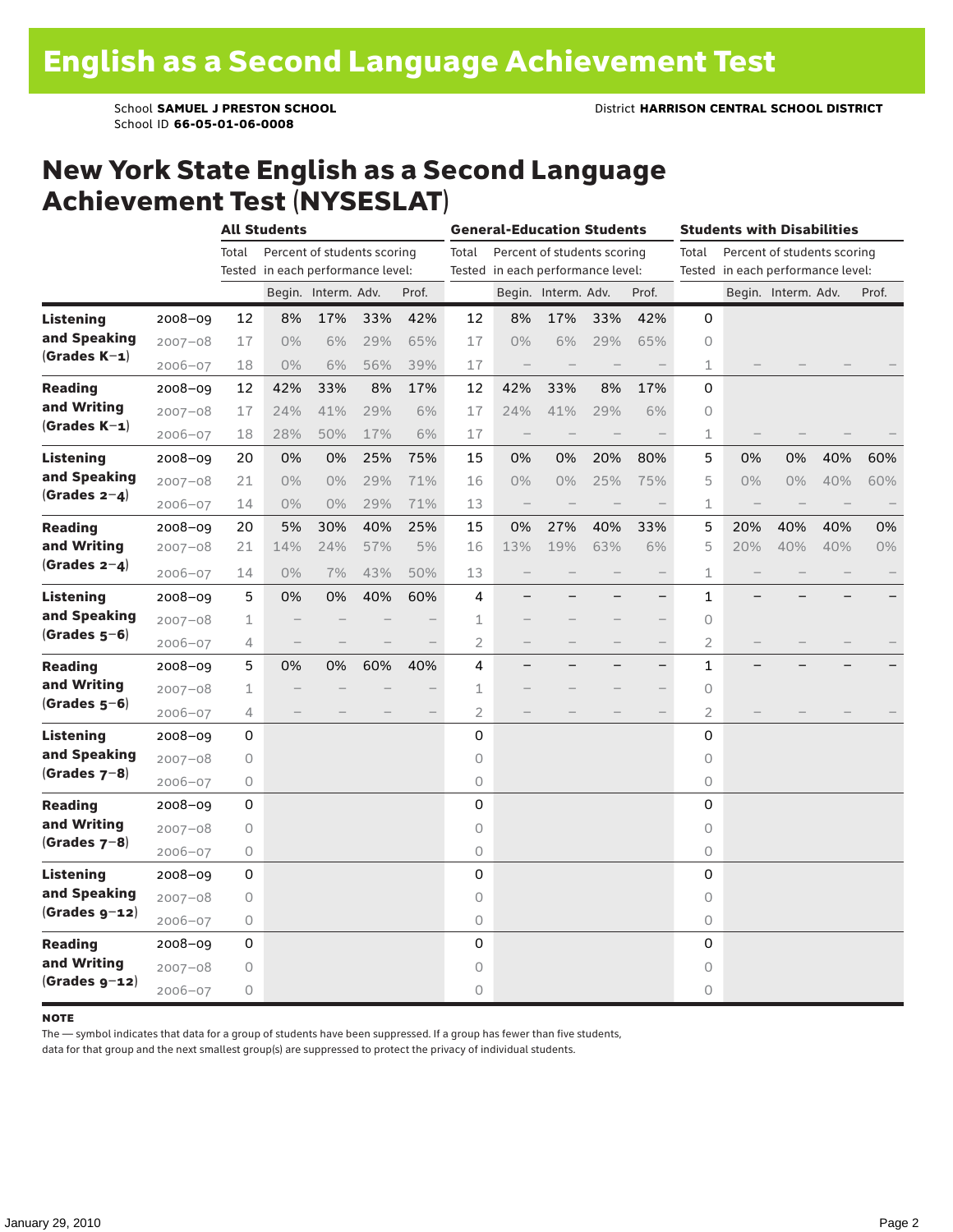# English as a Second Language Achievement Test

School **SAMUEL J PRESTON SCHOOL** District **HARRISON CENTRAL SCHOOL DISTRICT**
School ID **66-05-01-06-0008**

## New York State English as a Second Language Achievement Test (NYSESLAT)

| | | All Students | | | | | General-Education Students | | | | | Students with Disabilities | | | | |
|---|---|---|---|---|---|---|---|---|---|---|---|---|---|---|---|---|
| | | Total Tested | Percent of students scoring in each performance level: | | | | Total Tested | Percent of students scoring in each performance level: | | | | Total Tested | Percent of students scoring in each performance level: | | | |
| | | | Begin. | Interm. | Adv. | Prof. | | Begin. | Interm. | Adv. | Prof. | | Begin. | Interm. | Adv. | Prof. |
| **Listening and Speaking (Grades K–1)** | 2008–09 | 12 | 8% | 17% | 33% | 42% | 12 | 8% | 17% | 33% | 42% | 0 | | | | |
| | 2007–08 | 17 | 0% | 6% | 29% | 65% | 17 | 0% | 6% | 29% | 65% | 0 | | | | |
| | 2006–07 | 18 | 0% | 6% | 56% | 39% | 17 | – | – | – | – | 1 | – | – | – | – |
| **Reading and Writing (Grades K–1)** | 2008–09 | 12 | 42% | 33% | 8% | 17% | 12 | 42% | 33% | 8% | 17% | 0 | | | | |
| | 2007–08 | 17 | 24% | 41% | 29% | 6% | 17 | 24% | 41% | 29% | 6% | 0 | | | | |
| | 2006–07 | 18 | 28% | 50% | 17% | 6% | 17 | – | – | – | – | 1 | – | – | – | – |
| **Listening and Speaking (Grades 2–4)** | 2008–09 | 20 | 0% | 0% | 25% | 75% | 15 | 0% | 0% | 20% | 80% | 5 | 0% | 0% | 40% | 60% |
| | 2007–08 | 21 | 0% | 0% | 29% | 71% | 16 | 0% | 0% | 25% | 75% | 5 | 0% | 0% | 40% | 60% |
| | 2006–07 | 14 | 0% | 0% | 29% | 71% | 13 | – | – | – | – | 1 | – | – | – | – |
| **Reading and Writing (Grades 2–4)** | 2008–09 | 20 | 5% | 30% | 40% | 25% | 15 | 0% | 27% | 40% | 33% | 5 | 20% | 40% | 40% | 0% |
| | 2007–08 | 21 | 14% | 24% | 57% | 5% | 16 | 13% | 19% | 63% | 6% | 5 | 20% | 40% | 40% | 0% |
| | 2006–07 | 14 | 0% | 7% | 43% | 50% | 13 | – | – | – | – | 1 | – | – | – | – |
| **Listening and Speaking (Grades 5–6)** | 2008–09 | 5 | 0% | 0% | 40% | 60% | 4 | – | – | – | – | 1 | – | – | – | – |
| | 2007–08 | 1 | – | – | – | – | 1 | – | – | – | – | 0 | | | | |
| | 2006–07 | 4 | – | – | – | – | 2 | – | – | – | – | 2 | – | – | – | – |
| **Reading and Writing (Grades 5–6)** | 2008–09 | 5 | 0% | 0% | 60% | 40% | 4 | – | – | – | – | 1 | – | – | – | – |
| | 2007–08 | 1 | – | – | – | – | 1 | – | – | – | – | 0 | | | | |
| | 2006–07 | 4 | – | – | – | – | 2 | – | – | – | – | 2 | – | – | – | – |
| **Listening and Speaking (Grades 7–8)** | 2008–09 | 0 | | | | | 0 | | | | | 0 | | | | |
| | 2007–08 | 0 | | | | | 0 | | | | | 0 | | | | |
| | 2006–07 | 0 | | | | | 0 | | | | | 0 | | | | |
| **Reading and Writing (Grades 7–8)** | 2008–09 | 0 | | | | | 0 | | | | | 0 | | | | |
| | 2007–08 | 0 | | | | | 0 | | | | | 0 | | | | |
| | 2006–07 | 0 | | | | | 0 | | | | | 0 | | | | |
| **Listening and Speaking (Grades 9–12)** | 2008–09 | 0 | | | | | 0 | | | | | 0 | | | | |
| | 2007–08 | 0 | | | | | 0 | | | | | 0 | | | | |
| | 2006–07 | 0 | | | | | 0 | | | | | 0 | | | | |
| **Reading and Writing (Grades 9–12)** | 2008–09 | 0 | | | | | 0 | | | | | 0 | | | | |
| | 2007–08 | 0 | | | | | 0 | | | | | 0 | | | | |
| | 2006–07 | 0 | | | | | 0 | | | | | 0 | | | | |

**NOTE**

The — symbol indicates that data for a group of students have been suppressed. If a group has fewer than five students, data for that group and the next smallest group(s) are suppressed to protect the privacy of individual students.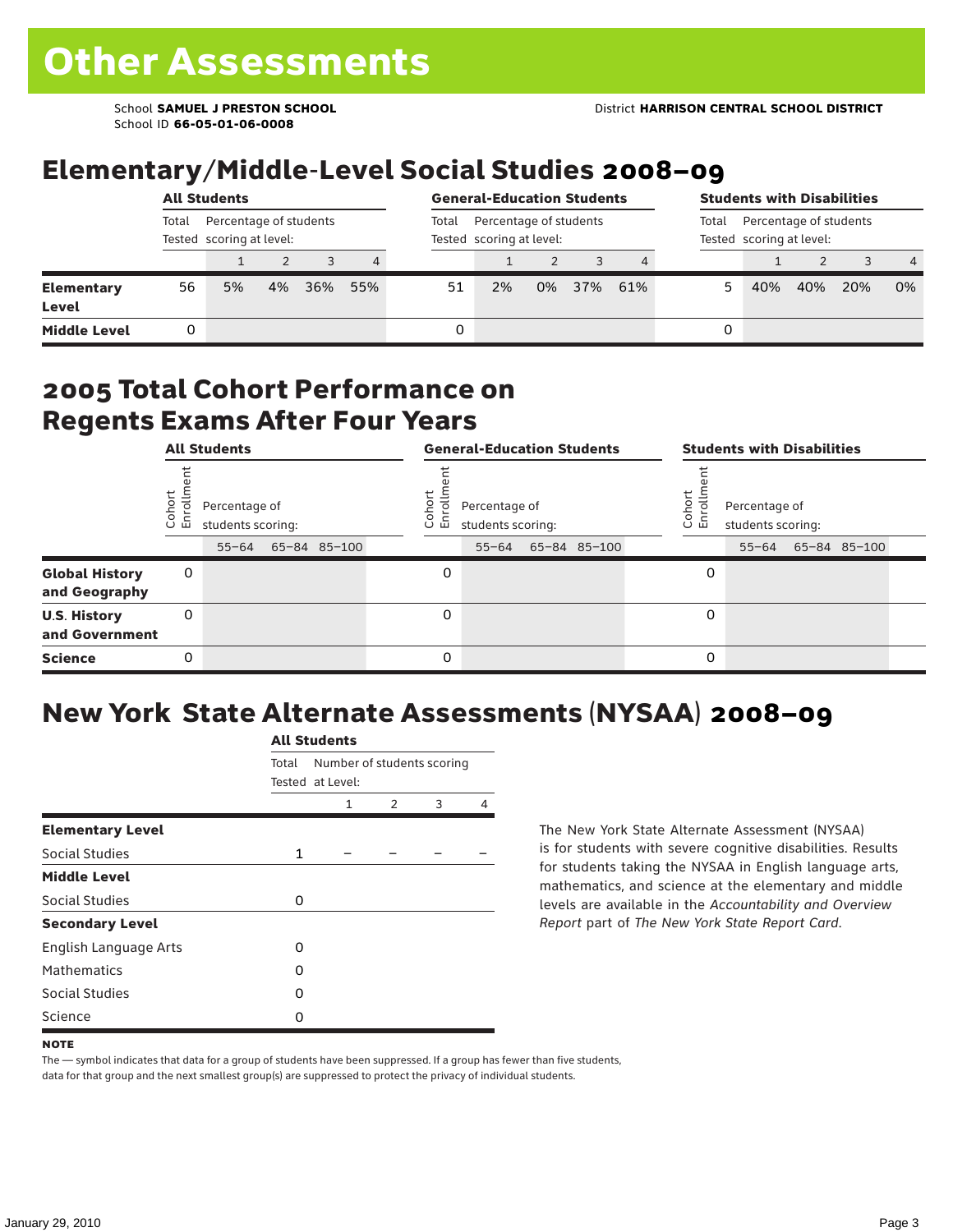# Other Assessments

School **SAMUEL J PRESTON SCHOOL**
School ID **66-05-01-06-0008**

District **HARRISON CENTRAL SCHOOL DISTRICT**

## Elementary/Middle-Level Social Studies 2008–09

| | All Students | | | | | General-Education Students | | | | | Students with Disabilities | | | | |
|---|---|---|---|---|---|---|---|---|---|---|---|---|---|---|---|
| | Total Tested | Percentage of students scoring at level: | | | | Total Tested | Percentage of students scoring at level: | | | | Total Tested | Percentage of students scoring at level: | | | |
| | | 1 | 2 | 3 | 4 | | 1 | 2 | 3 | 4 | | 1 | 2 | 3 | 4 |
| **Elementary Level** | 56 | 5% | 4% | 36% | 55% | 51 | 2% | 0% | 37% | 61% | 5 | 40% | 40% | 20% | 0% |
| **Middle Level** | 0 | | | | | 0 | | | | | 0 | | | | |

## 2005 Total Cohort Performance on Regents Exams After Four Years

| | All Students | | | | General-Education Students | | | | Students with Disabilities | | | |
|---|---|---|---|---|---|---|---|---|---|---|---|---|
| | Cohort Enrollment | Percentage of students scoring: | | | Cohort Enrollment | Percentage of students scoring: | | | Cohort Enrollment | Percentage of students scoring: | | |
| | | 55–64 | 65–84 | 85–100 | | 55–64 | 65–84 | 85–100 | | 55–64 | 65–84 | 85–100 |
| **Global History and Geography** | 0 | | | | 0 | | | | 0 | | | |
| **U.S. History and Government** | 0 | | | | 0 | | | | 0 | | | |
| **Science** | 0 | | | | 0 | | | | 0 | | | |

## New York State Alternate Assessments (NYSAA) 2008–09

| | All Students | | | | |
|---|---|---|---|---|---|
| | Total Tested | Number of students scoring at Level: | | | |
| | | 1 | 2 | 3 | 4 |
| **Elementary Level** | | | | | |
| Social Studies | 1 | – | – | – | – |
| **Middle Level** | | | | | |
| Social Studies | 0 | | | | |
| **Secondary Level** | | | | | |
| English Language Arts | 0 | | | | |
| Mathematics | 0 | | | | |
| Social Studies | 0 | | | | |
| Science | 0 | | | | |

The New York State Alternate Assessment (NYSAA) is for students with severe cognitive disabilities. Results for students taking the NYSAA in English language arts, mathematics, and science at the elementary and middle levels are available in the *Accountability and Overview Report* part of *The New York State Report Card*.

**NOTE**

The — symbol indicates that data for a group of students have been suppressed. If a group has fewer than five students, data for that group and the next smallest group(s) are suppressed to protect the privacy of individual students.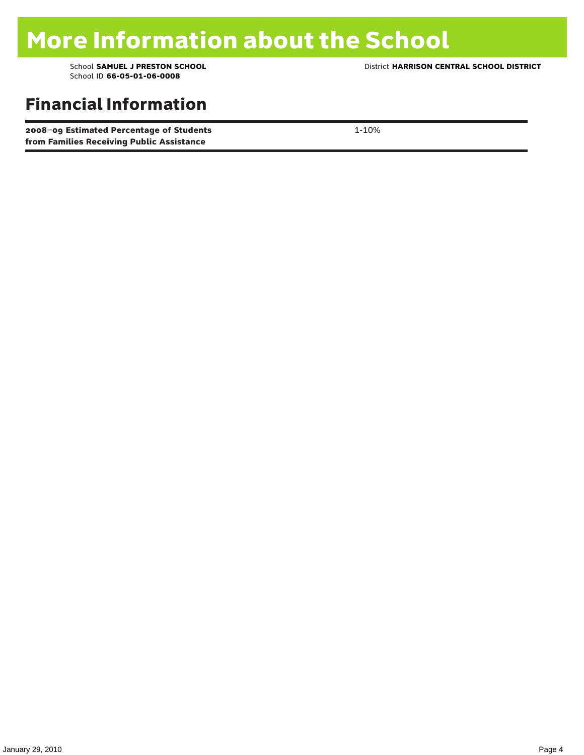# More Information about the School

School **SAMUEL J PRESTON SCHOOL**
School ID **66-05-01-06-0008**

District **HARRISON CENTRAL SCHOOL DISTRICT**

## Financial Information

| | |
|---|---|
| **2008–09 Estimated Percentage of Students from Families Receiving Public Assistance** | 1-10% |